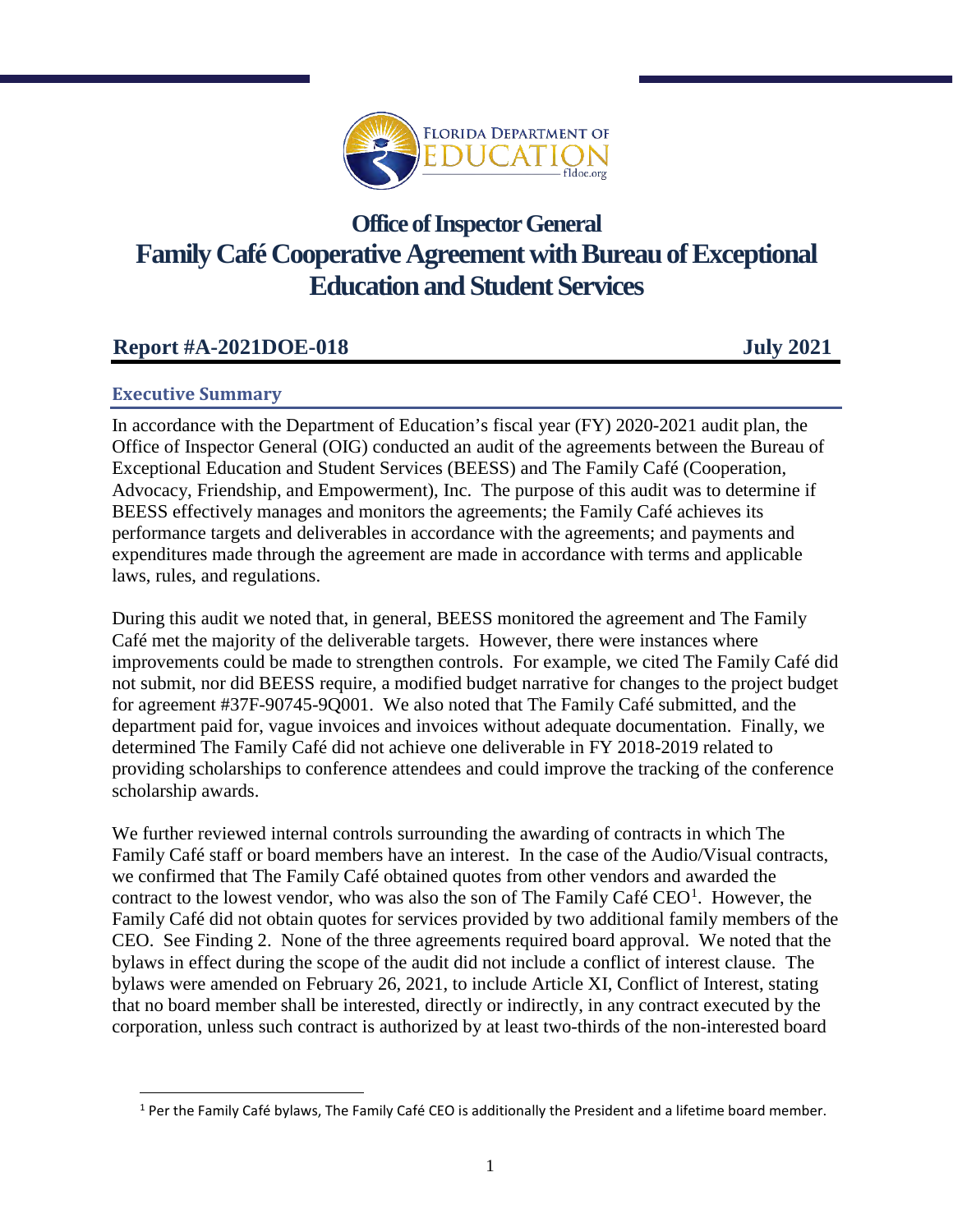# Office of Inspector General
# Family Café Cooperative Agreement with Bureau of Exceptional Education and Student Services

**Report #A-2021DOE-018** **July 2021**

## Executive Summary

In accordance with the Department of Education's fiscal year (FY) 2020-2021 audit plan, the Office of Inspector General (OIG) conducted an audit of the agreements between the Bureau of Exceptional Education and Student Services (BEESS) and The Family Café (Cooperation, Advocacy, Friendship, and Empowerment), Inc. The purpose of this audit was to determine if BEESS effectively manages and monitors the agreements; the Family Café achieves its performance targets and deliverables in accordance with the agreements; and payments and expenditures made through the agreement are made in accordance with terms and applicable laws, rules, and regulations.

During this audit we noted that, in general, BEESS monitored the agreement and The Family Café met the majority of the deliverable targets. However, there were instances where improvements could be made to strengthen controls. For example, we cited The Family Café did not submit, nor did BEESS require, a modified budget narrative for changes to the project budget for agreement #37F-90745-9Q001. We also noted that The Family Café submitted, and the department paid for, vague invoices and invoices without adequate documentation. Finally, we determined The Family Café did not achieve one deliverable in FY 2018-2019 related to providing scholarships to conference attendees and could improve the tracking of the conference scholarship awards.

We further reviewed internal controls surrounding the awarding of contracts in which The Family Café staff or board members have an interest. In the case of the Audio/Visual contracts, we confirmed that The Family Café obtained quotes from other vendors and awarded the contract to the lowest vendor, who was also the son of The Family Café CEO[1]. However, the Family Café did not obtain quotes for services provided by two additional family members of the CEO. See Finding 2. None of the three agreements required board approval. We noted that the bylaws in effect during the scope of the audit did not include a conflict of interest clause. The bylaws were amended on February 26, 2021, to include Article XI, Conflict of Interest, stating that no board member shall be interested, directly or indirectly, in any contract executed by the corporation, unless such contract is authorized by at least two-thirds of the non-interested board

[1] Per the Family Café bylaws, The Family Café CEO is additionally the President and a lifetime board member.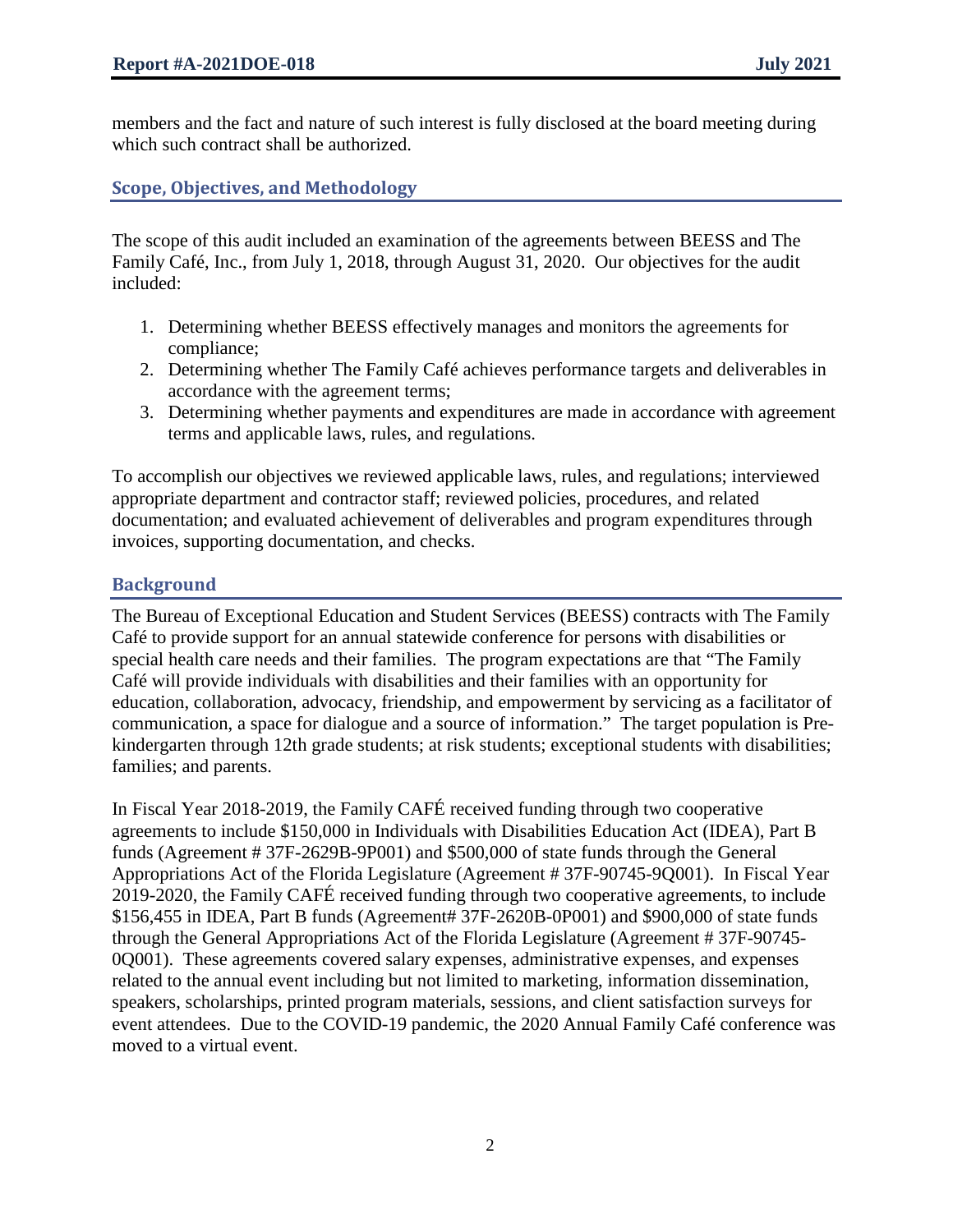members and the fact and nature of such interest is fully disclosed at the board meeting during which such contract shall be authorized.

## Scope, Objectives, and Methodology

The scope of this audit included an examination of the agreements between BEESS and The Family Café, Inc., from July 1, 2018, through August 31, 2020. Our objectives for the audit included:

1. Determining whether BEESS effectively manages and monitors the agreements for compliance;
2. Determining whether The Family Café achieves performance targets and deliverables in accordance with the agreement terms;
3. Determining whether payments and expenditures are made in accordance with agreement terms and applicable laws, rules, and regulations.

To accomplish our objectives we reviewed applicable laws, rules, and regulations; interviewed appropriate department and contractor staff; reviewed policies, procedures, and related documentation; and evaluated achievement of deliverables and program expenditures through invoices, supporting documentation, and checks.

## Background

The Bureau of Exceptional Education and Student Services (BEESS) contracts with The Family Café to provide support for an annual statewide conference for persons with disabilities or special health care needs and their families. The program expectations are that "The Family Café will provide individuals with disabilities and their families with an opportunity for education, collaboration, advocacy, friendship, and empowerment by servicing as a facilitator of communication, a space for dialogue and a source of information." The target population is Pre-kindergarten through 12th grade students; at risk students; exceptional students with disabilities; families; and parents.

In Fiscal Year 2018-2019, the Family CAFÉ received funding through two cooperative agreements to include $150,000 in Individuals with Disabilities Education Act (IDEA), Part B funds (Agreement # 37F-2629B-9P001) and $500,000 of state funds through the General Appropriations Act of the Florida Legislature (Agreement # 37F-90745-9Q001). In Fiscal Year 2019-2020, the Family CAFÉ received funding through two cooperative agreements, to include $156,455 in IDEA, Part B funds (Agreement# 37F-2620B-0P001) and $900,000 of state funds through the General Appropriations Act of the Florida Legislature (Agreement # 37F-90745-0Q001). These agreements covered salary expenses, administrative expenses, and expenses related to the annual event including but not limited to marketing, information dissemination, speakers, scholarships, printed program materials, sessions, and client satisfaction surveys for event attendees. Due to the COVID-19 pandemic, the 2020 Annual Family Café conference was moved to a virtual event.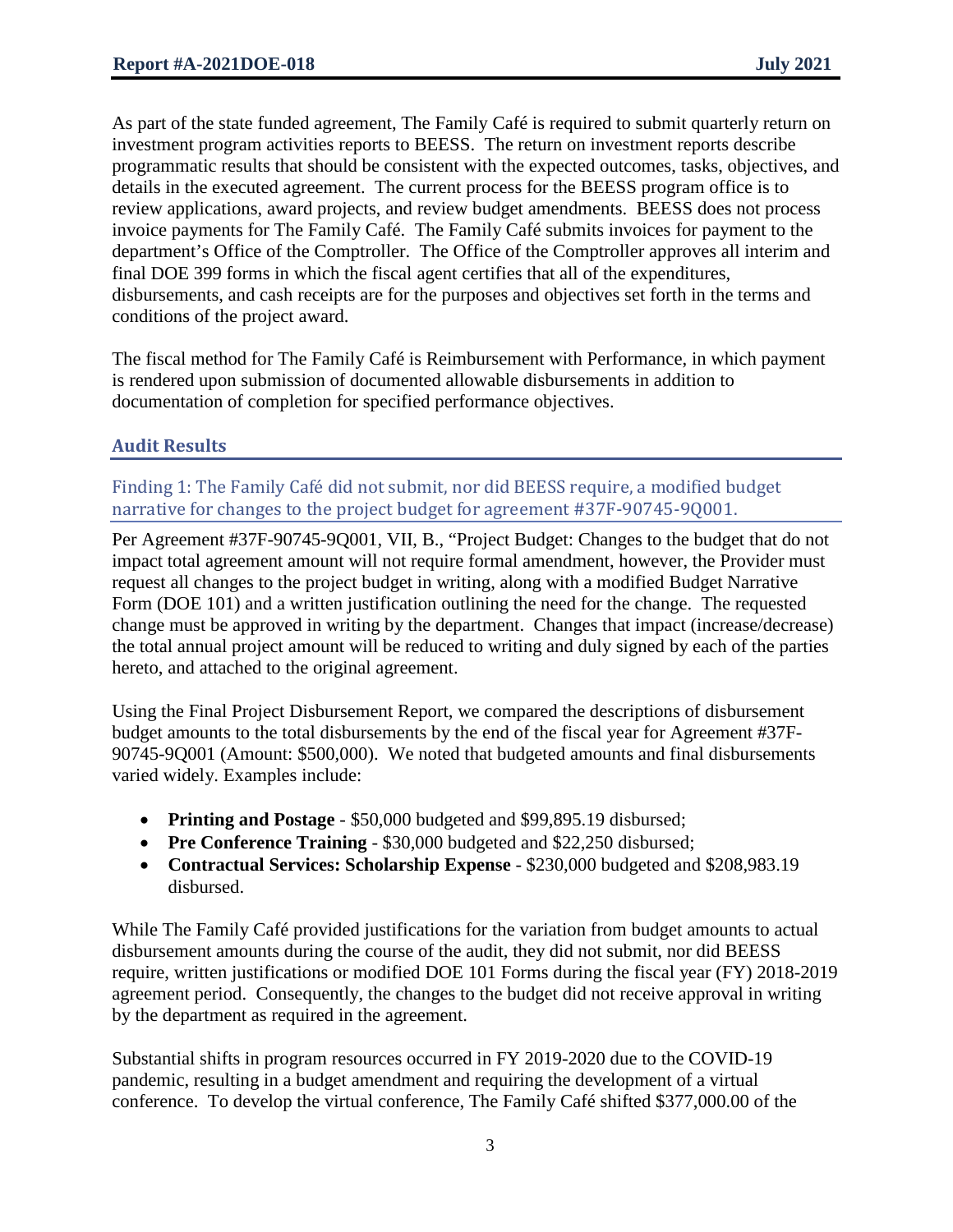As part of the state funded agreement, The Family Café is required to submit quarterly return on investment program activities reports to BEESS. The return on investment reports describe programmatic results that should be consistent with the expected outcomes, tasks, objectives, and details in the executed agreement. The current process for the BEESS program office is to review applications, award projects, and review budget amendments. BEESS does not process invoice payments for The Family Café. The Family Café submits invoices for payment to the department's Office of the Comptroller. The Office of the Comptroller approves all interim and final DOE 399 forms in which the fiscal agent certifies that all of the expenditures, disbursements, and cash receipts are for the purposes and objectives set forth in the terms and conditions of the project award.

The fiscal method for The Family Café is Reimbursement with Performance, in which payment is rendered upon submission of documented allowable disbursements in addition to documentation of completion for specified performance objectives.

## Audit Results

### Finding 1: The Family Café did not submit, nor did BEESS require, a modified budget narrative for changes to the project budget for agreement #37F-90745-9Q001.

Per Agreement #37F-90745-9Q001, VII, B., "Project Budget: Changes to the budget that do not impact total agreement amount will not require formal amendment, however, the Provider must request all changes to the project budget in writing, along with a modified Budget Narrative Form (DOE 101) and a written justification outlining the need for the change. The requested change must be approved in writing by the department. Changes that impact (increase/decrease) the total annual project amount will be reduced to writing and duly signed by each of the parties hereto, and attached to the original agreement.

Using the Final Project Disbursement Report, we compared the descriptions of disbursement budget amounts to the total disbursements by the end of the fiscal year for Agreement #37F-90745-9Q001 (Amount: $500,000). We noted that budgeted amounts and final disbursements varied widely. Examples include:

- **Printing and Postage** - $50,000 budgeted and $99,895.19 disbursed;
- **Pre Conference Training** - $30,000 budgeted and $22,250 disbursed;
- **Contractual Services: Scholarship Expense** - $230,000 budgeted and $208,983.19 disbursed.

While The Family Café provided justifications for the variation from budget amounts to actual disbursement amounts during the course of the audit, they did not submit, nor did BEESS require, written justifications or modified DOE 101 Forms during the fiscal year (FY) 2018-2019 agreement period. Consequently, the changes to the budget did not receive approval in writing by the department as required in the agreement.

Substantial shifts in program resources occurred in FY 2019-2020 due to the COVID-19 pandemic, resulting in a budget amendment and requiring the development of a virtual conference. To develop the virtual conference, The Family Café shifted $377,000.00 of the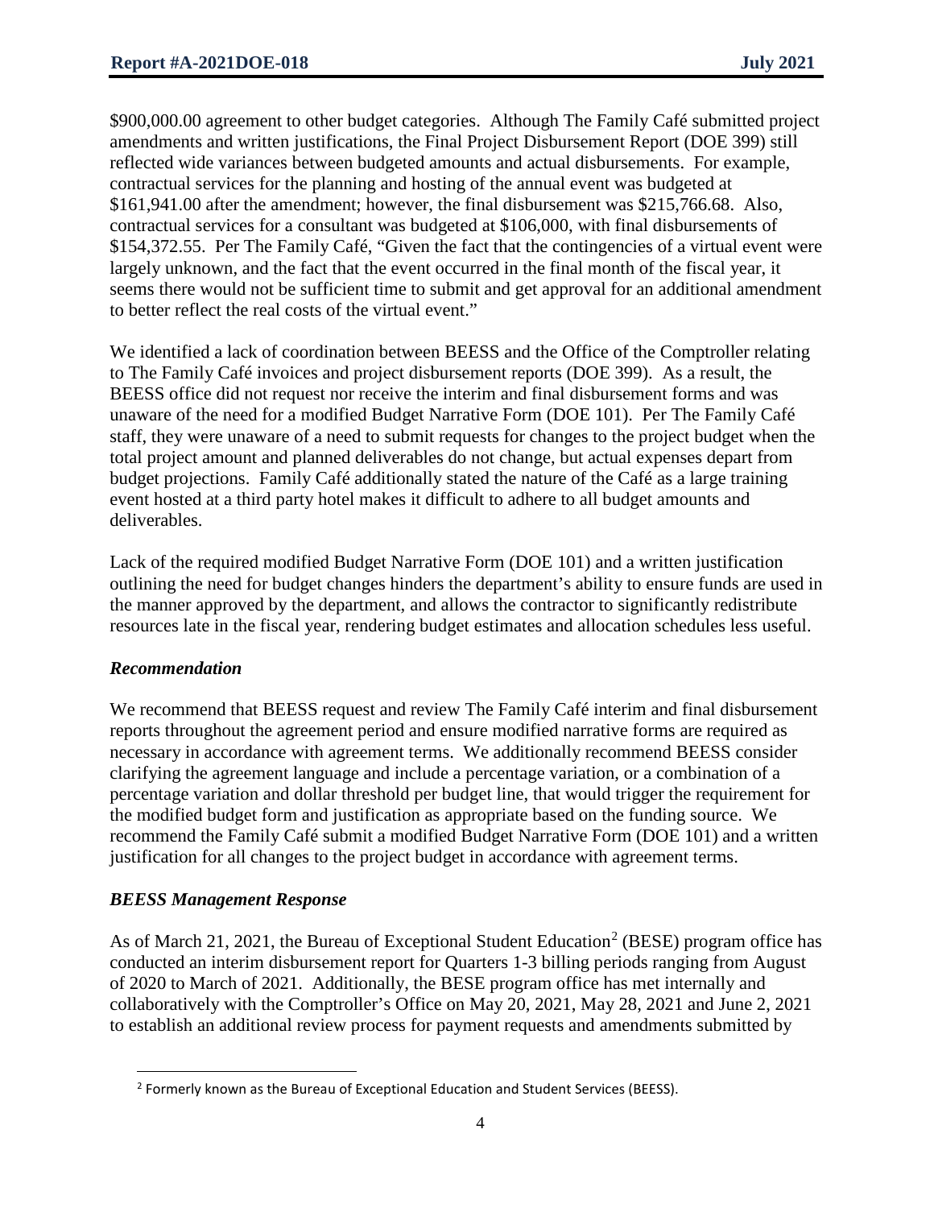$900,000.00 agreement to other budget categories. Although The Family Café submitted project amendments and written justifications, the Final Project Disbursement Report (DOE 399) still reflected wide variances between budgeted amounts and actual disbursements. For example, contractual services for the planning and hosting of the annual event was budgeted at $161,941.00 after the amendment; however, the final disbursement was $215,766.68. Also, contractual services for a consultant was budgeted at $106,000, with final disbursements of $154,372.55. Per The Family Café, "Given the fact that the contingencies of a virtual event were largely unknown, and the fact that the event occurred in the final month of the fiscal year, it seems there would not be sufficient time to submit and get approval for an additional amendment to better reflect the real costs of the virtual event."

We identified a lack of coordination between BEESS and the Office of the Comptroller relating to The Family Café invoices and project disbursement reports (DOE 399). As a result, the BEESS office did not request nor receive the interim and final disbursement forms and was unaware of the need for a modified Budget Narrative Form (DOE 101). Per The Family Café staff, they were unaware of a need to submit requests for changes to the project budget when the total project amount and planned deliverables do not change, but actual expenses depart from budget projections. Family Café additionally stated the nature of the Café as a large training event hosted at a third party hotel makes it difficult to adhere to all budget amounts and deliverables.

Lack of the required modified Budget Narrative Form (DOE 101) and a written justification outlining the need for budget changes hinders the department's ability to ensure funds are used in the manner approved by the department, and allows the contractor to significantly redistribute resources late in the fiscal year, rendering budget estimates and allocation schedules less useful.

### *Recommendation*

We recommend that BEESS request and review The Family Café interim and final disbursement reports throughout the agreement period and ensure modified narrative forms are required as necessary in accordance with agreement terms. We additionally recommend BEESS consider clarifying the agreement language and include a percentage variation, or a combination of a percentage variation and dollar threshold per budget line, that would trigger the requirement for the modified budget form and justification as appropriate based on the funding source. We recommend the Family Café submit a modified Budget Narrative Form (DOE 101) and a written justification for all changes to the project budget in accordance with agreement terms.

### *BEESS Management Response*

As of March 21, 2021, the Bureau of Exceptional Student Education[2] (BESE) program office has conducted an interim disbursement report for Quarters 1-3 billing periods ranging from August of 2020 to March of 2021. Additionally, the BESE program office has met internally and collaboratively with the Comptroller's Office on May 20, 2021, May 28, 2021 and June 2, 2021 to establish an additional review process for payment requests and amendments submitted by

[2] Formerly known as the Bureau of Exceptional Education and Student Services (BEESS).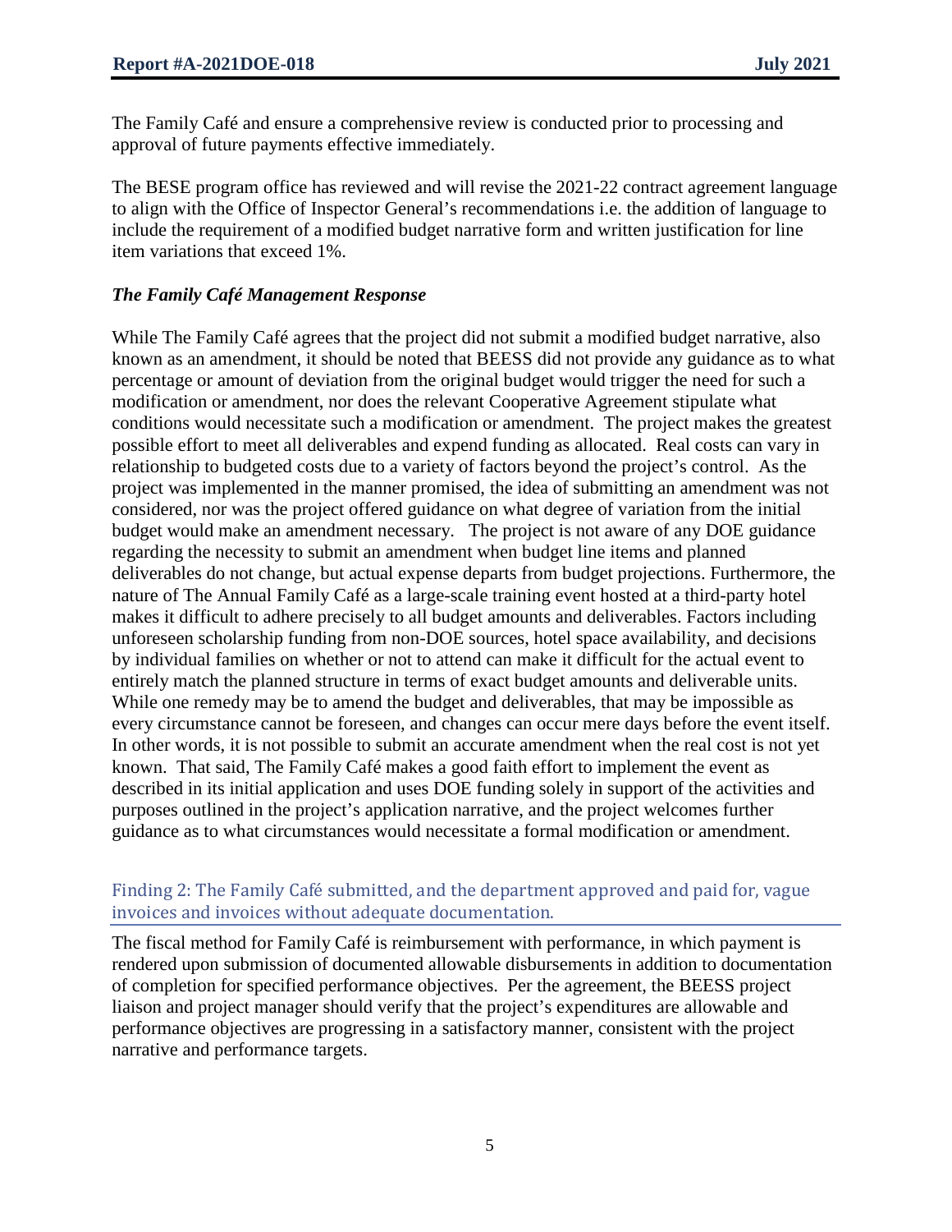The Family Café and ensure a comprehensive review is conducted prior to processing and approval of future payments effective immediately.

The BESE program office has reviewed and will revise the 2021-22 contract agreement language to align with the Office of Inspector General's recommendations i.e. the addition of language to include the requirement of a modified budget narrative form and written justification for line item variations that exceed 1%.

### *The Family Café Management Response*

While The Family Café agrees that the project did not submit a modified budget narrative, also known as an amendment, it should be noted that BEESS did not provide any guidance as to what percentage or amount of deviation from the original budget would trigger the need for such a modification or amendment, nor does the relevant Cooperative Agreement stipulate what conditions would necessitate such a modification or amendment. The project makes the greatest possible effort to meet all deliverables and expend funding as allocated. Real costs can vary in relationship to budgeted costs due to a variety of factors beyond the project's control. As the project was implemented in the manner promised, the idea of submitting an amendment was not considered, nor was the project offered guidance on what degree of variation from the initial budget would make an amendment necessary. The project is not aware of any DOE guidance regarding the necessity to submit an amendment when budget line items and planned deliverables do not change, but actual expense departs from budget projections. Furthermore, the nature of The Annual Family Café as a large-scale training event hosted at a third-party hotel makes it difficult to adhere precisely to all budget amounts and deliverables. Factors including unforeseen scholarship funding from non-DOE sources, hotel space availability, and decisions by individual families on whether or not to attend can make it difficult for the actual event to entirely match the planned structure in terms of exact budget amounts and deliverable units. While one remedy may be to amend the budget and deliverables, that may be impossible as every circumstance cannot be foreseen, and changes can occur mere days before the event itself. In other words, it is not possible to submit an accurate amendment when the real cost is not yet known. That said, The Family Café makes a good faith effort to implement the event as described in its initial application and uses DOE funding solely in support of the activities and purposes outlined in the project's application narrative, and the project welcomes further guidance as to what circumstances would necessitate a formal modification or amendment.

## Finding 2: The Family Café submitted, and the department approved and paid for, vague invoices and invoices without adequate documentation.

The fiscal method for Family Café is reimbursement with performance, in which payment is rendered upon submission of documented allowable disbursements in addition to documentation of completion for specified performance objectives. Per the agreement, the BEESS project liaison and project manager should verify that the project's expenditures are allowable and performance objectives are progressing in a satisfactory manner, consistent with the project narrative and performance targets.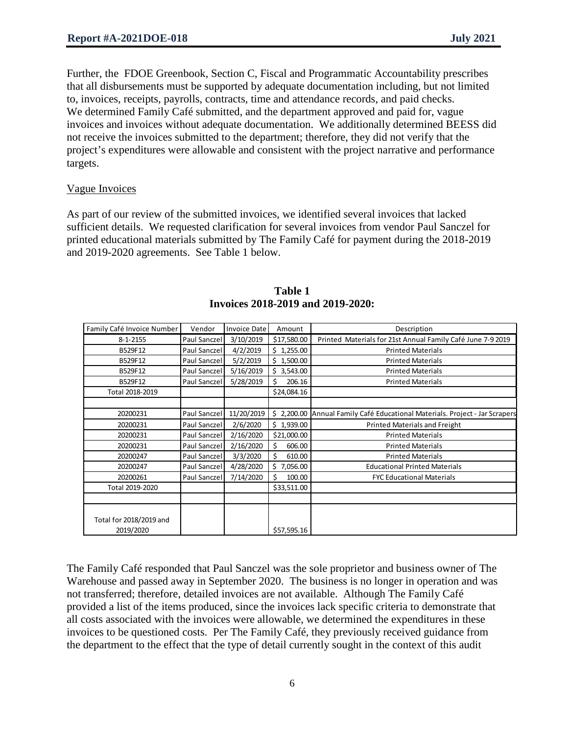Further, the FDOE Greenbook, Section C, Fiscal and Programmatic Accountability prescribes that all disbursements must be supported by adequate documentation including, but not limited to, invoices, receipts, payrolls, contracts, time and attendance records, and paid checks. We determined Family Café submitted, and the department approved and paid for, vague invoices and invoices without adequate documentation. We additionally determined BEESS did not receive the invoices submitted to the department; therefore, they did not verify that the project's expenditures were allowable and consistent with the project narrative and performance targets.

Vague Invoices

As part of our review of the submitted invoices, we identified several invoices that lacked sufficient details. We requested clarification for several invoices from vendor Paul Sanczel for printed educational materials submitted by The Family Café for payment during the 2018-2019 and 2019-2020 agreements. See Table 1 below.

**Table 1**
**Invoices 2018-2019 and 2019-2020:**

| Family Café Invoice Number | Vendor | Invoice Date | Amount | Description |
|---|---|---|---|---|
| 8-1-2155 | Paul Sanczel | 3/10/2019 | $17,580.00 | Printed Materials for 21st Annual Family Café June 7-9 2019 |
| B529F12 | Paul Sanczel | 4/2/2019 | $ 1,255.00 | Printed Materials |
| B529F12 | Paul Sanczel | 5/2/2019 | $ 1,500.00 | Printed Materials |
| B529F12 | Paul Sanczel | 5/16/2019 | $ 3,543.00 | Printed Materials |
| B529F12 | Paul Sanczel | 5/28/2019 | $ 206.16 | Printed Materials |
| Total 2018-2019 | | | $24,084.16 | |
| | | | | |
| 20200231 | Paul Sanczel | 11/20/2019 | $ 2,200.00 | Annual Family Café Educational Materials. Project - Jar Scrapers |
| 20200231 | Paul Sanczel | 2/6/2020 | $ 1,939.00 | Printed Materials and Freight |
| 20200231 | Paul Sanczel | 2/16/2020 | $21,000.00 | Printed Materials |
| 20200231 | Paul Sanczel | 2/16/2020 | $ 606.00 | Printed Materials |
| 20200247 | Paul Sanczel | 3/3/2020 | $ 610.00 | Printed Materials |
| 20200247 | Paul Sanczel | 4/28/2020 | $ 7,056.00 | Educational Printed Materials |
| 20200261 | Paul Sanczel | 7/14/2020 | $ 100.00 | FYC Educational Materials |
| Total 2019-2020 | | | $33,511.00 | |
| | | | | |
| Total for 2018/2019 and 2019/2020 | | | $57,595.16 | |

The Family Café responded that Paul Sanczel was the sole proprietor and business owner of The Warehouse and passed away in September 2020. The business is no longer in operation and was not transferred; therefore, detailed invoices are not available. Although The Family Café provided a list of the items produced, since the invoices lack specific criteria to demonstrate that all costs associated with the invoices were allowable, we determined the expenditures in these invoices to be questioned costs. Per The Family Café, they previously received guidance from the department to the effect that the type of detail currently sought in the context of this audit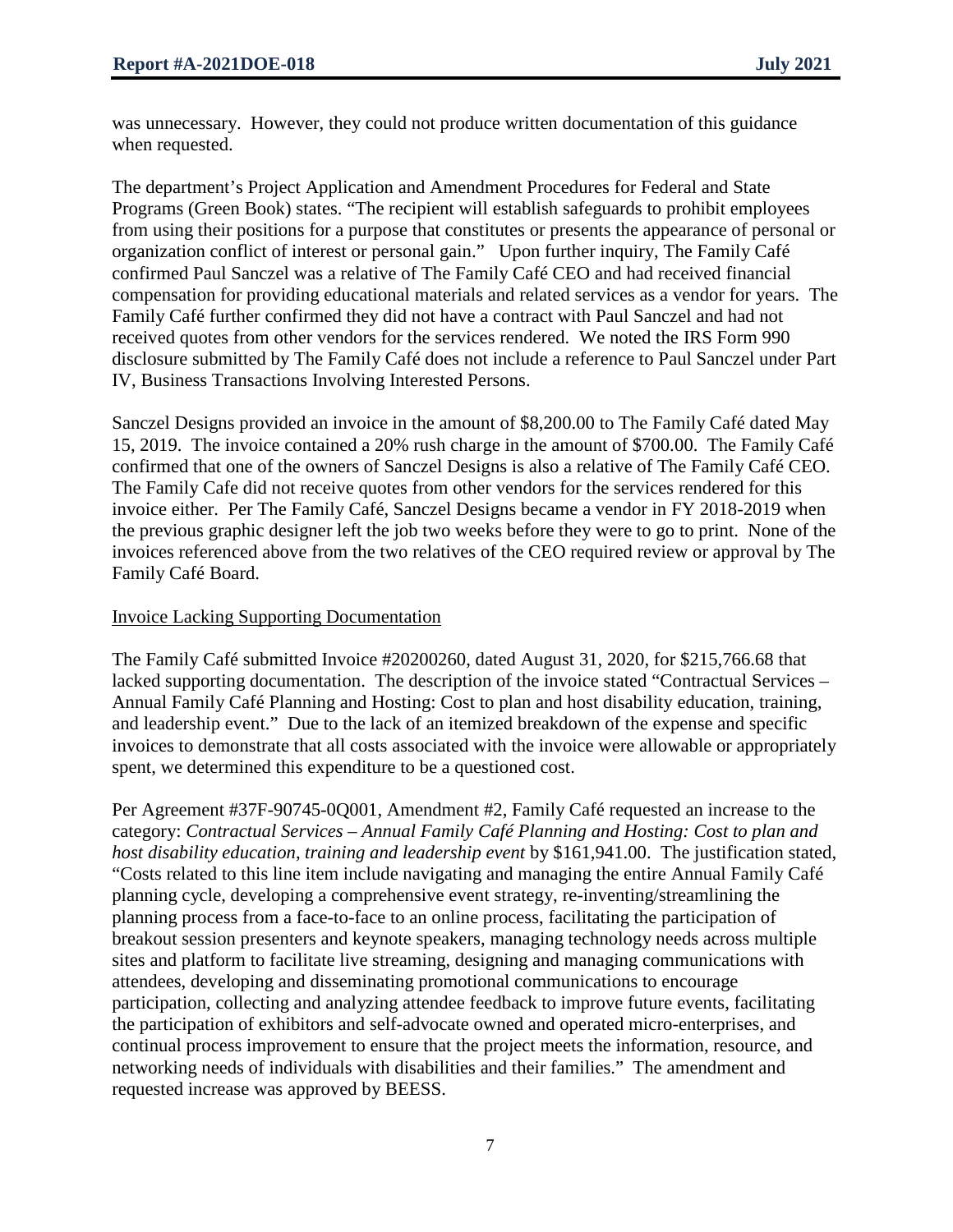was unnecessary. However, they could not produce written documentation of this guidance when requested.

The department's Project Application and Amendment Procedures for Federal and State Programs (Green Book) states. "The recipient will establish safeguards to prohibit employees from using their positions for a purpose that constitutes or presents the appearance of personal or organization conflict of interest or personal gain." Upon further inquiry, The Family Café confirmed Paul Sanczel was a relative of The Family Café CEO and had received financial compensation for providing educational materials and related services as a vendor for years. The Family Café further confirmed they did not have a contract with Paul Sanczel and had not received quotes from other vendors for the services rendered. We noted the IRS Form 990 disclosure submitted by The Family Café does not include a reference to Paul Sanczel under Part IV, Business Transactions Involving Interested Persons.

Sanczel Designs provided an invoice in the amount of $8,200.00 to The Family Café dated May 15, 2019. The invoice contained a 20% rush charge in the amount of $700.00. The Family Café confirmed that one of the owners of Sanczel Designs is also a relative of The Family Café CEO. The Family Cafe did not receive quotes from other vendors for the services rendered for this invoice either. Per The Family Café, Sanczel Designs became a vendor in FY 2018-2019 when the previous graphic designer left the job two weeks before they were to go to print. None of the invoices referenced above from the two relatives of the CEO required review or approval by The Family Café Board.

Invoice Lacking Supporting Documentation

The Family Café submitted Invoice #20200260, dated August 31, 2020, for $215,766.68 that lacked supporting documentation. The description of the invoice stated "Contractual Services – Annual Family Café Planning and Hosting: Cost to plan and host disability education, training, and leadership event." Due to the lack of an itemized breakdown of the expense and specific invoices to demonstrate that all costs associated with the invoice were allowable or appropriately spent, we determined this expenditure to be a questioned cost.

Per Agreement #37F-90745-0Q001, Amendment #2, Family Café requested an increase to the category: *Contractual Services – Annual Family Café Planning and Hosting: Cost to plan and host disability education, training and leadership event* by $161,941.00. The justification stated, "Costs related to this line item include navigating and managing the entire Annual Family Café planning cycle, developing a comprehensive event strategy, re-inventing/streamlining the planning process from a face-to-face to an online process, facilitating the participation of breakout session presenters and keynote speakers, managing technology needs across multiple sites and platform to facilitate live streaming, designing and managing communications with attendees, developing and disseminating promotional communications to encourage participation, collecting and analyzing attendee feedback to improve future events, facilitating the participation of exhibitors and self-advocate owned and operated micro-enterprises, and continual process improvement to ensure that the project meets the information, resource, and networking needs of individuals with disabilities and their families." The amendment and requested increase was approved by BEESS.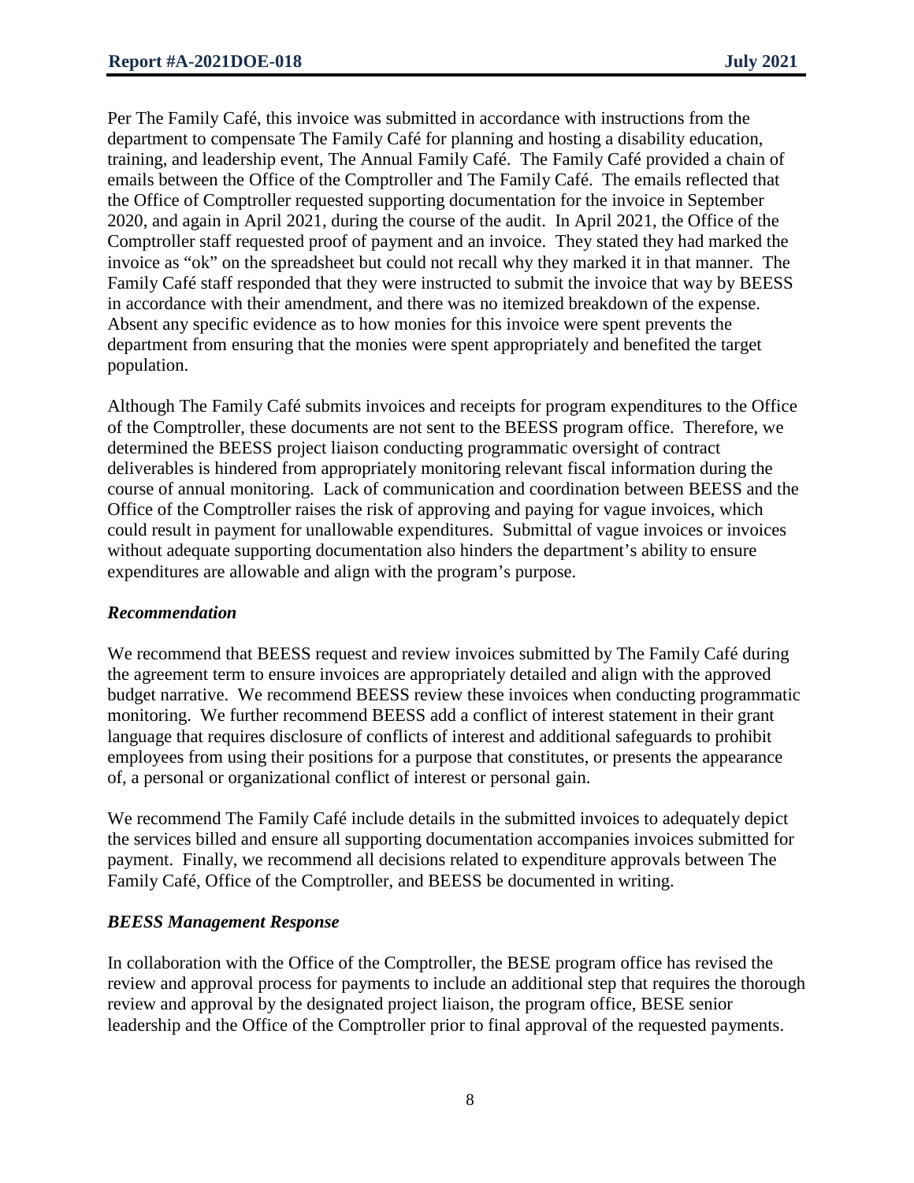Per The Family Café, this invoice was submitted in accordance with instructions from the department to compensate The Family Café for planning and hosting a disability education, training, and leadership event, The Annual Family Café. The Family Café provided a chain of emails between the Office of the Comptroller and The Family Café. The emails reflected that the Office of Comptroller requested supporting documentation for the invoice in September 2020, and again in April 2021, during the course of the audit. In April 2021, the Office of the Comptroller staff requested proof of payment and an invoice. They stated they had marked the invoice as "ok" on the spreadsheet but could not recall why they marked it in that manner. The Family Café staff responded that they were instructed to submit the invoice that way by BEESS in accordance with their amendment, and there was no itemized breakdown of the expense. Absent any specific evidence as to how monies for this invoice were spent prevents the department from ensuring that the monies were spent appropriately and benefited the target population.

Although The Family Café submits invoices and receipts for program expenditures to the Office of the Comptroller, these documents are not sent to the BEESS program office. Therefore, we determined the BEESS project liaison conducting programmatic oversight of contract deliverables is hindered from appropriately monitoring relevant fiscal information during the course of annual monitoring. Lack of communication and coordination between BEESS and the Office of the Comptroller raises the risk of approving and paying for vague invoices, which could result in payment for unallowable expenditures. Submittal of vague invoices or invoices without adequate supporting documentation also hinders the department's ability to ensure expenditures are allowable and align with the program's purpose.

### *Recommendation*

We recommend that BEESS request and review invoices submitted by The Family Café during the agreement term to ensure invoices are appropriately detailed and align with the approved budget narrative. We recommend BEESS review these invoices when conducting programmatic monitoring. We further recommend BEESS add a conflict of interest statement in their grant language that requires disclosure of conflicts of interest and additional safeguards to prohibit employees from using their positions for a purpose that constitutes, or presents the appearance of, a personal or organizational conflict of interest or personal gain.

We recommend The Family Café include details in the submitted invoices to adequately depict the services billed and ensure all supporting documentation accompanies invoices submitted for payment. Finally, we recommend all decisions related to expenditure approvals between The Family Café, Office of the Comptroller, and BEESS be documented in writing.

### *BEESS Management Response*

In collaboration with the Office of the Comptroller, the BESE program office has revised the review and approval process for payments to include an additional step that requires the thorough review and approval by the designated project liaison, the program office, BESE senior leadership and the Office of the Comptroller prior to final approval of the requested payments.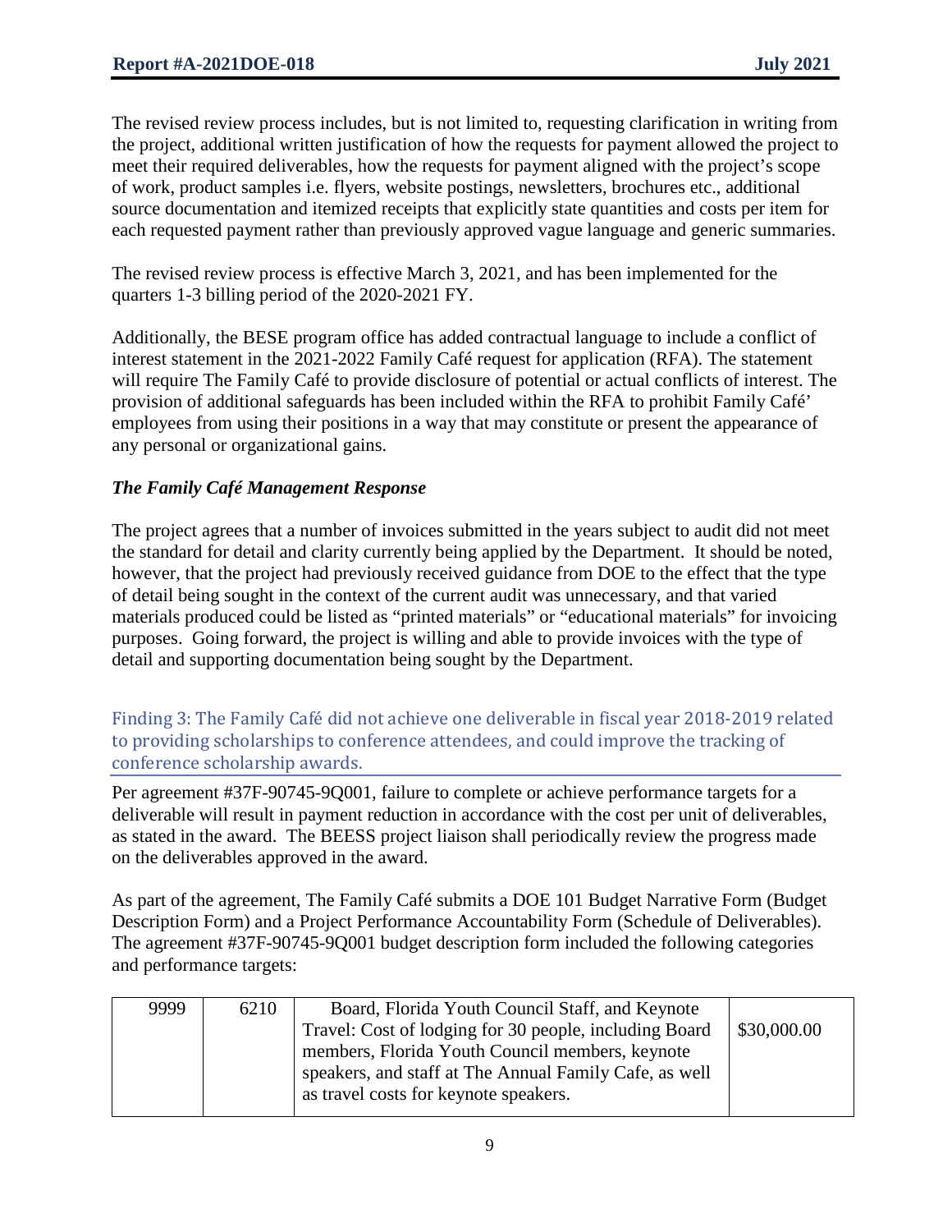The revised review process includes, but is not limited to, requesting clarification in writing from the project, additional written justification of how the requests for payment allowed the project to meet their required deliverables, how the requests for payment aligned with the project's scope of work, product samples i.e. flyers, website postings, newsletters, brochures etc., additional source documentation and itemized receipts that explicitly state quantities and costs per item for each requested payment rather than previously approved vague language and generic summaries.

The revised review process is effective March 3, 2021, and has been implemented for the quarters 1-3 billing period of the 2020-2021 FY.

Additionally, the BESE program office has added contractual language to include a conflict of interest statement in the 2021-2022 Family Café request for application (RFA). The statement will require The Family Café to provide disclosure of potential or actual conflicts of interest. The provision of additional safeguards has been included within the RFA to prohibit Family Café' employees from using their positions in a way that may constitute or present the appearance of any personal or organizational gains.

***The Family Café Management Response***

The project agrees that a number of invoices submitted in the years subject to audit did not meet the standard for detail and clarity currently being applied by the Department. It should be noted, however, that the project had previously received guidance from DOE to the effect that the type of detail being sought in the context of the current audit was unnecessary, and that varied materials produced could be listed as "printed materials" or "educational materials" for invoicing purposes. Going forward, the project is willing and able to provide invoices with the type of detail and supporting documentation being sought by the Department.

## Finding 3: The Family Café did not achieve one deliverable in fiscal year 2018-2019 related to providing scholarships to conference attendees, and could improve the tracking of conference scholarship awards.

Per agreement #37F-90745-9Q001, failure to complete or achieve performance targets for a deliverable will result in payment reduction in accordance with the cost per unit of deliverables, as stated in the award. The BEESS project liaison shall periodically review the progress made on the deliverables approved in the award.

As part of the agreement, The Family Café submits a DOE 101 Budget Narrative Form (Budget Description Form) and a Project Performance Accountability Form (Schedule of Deliverables). The agreement #37F-90745-9Q001 budget description form included the following categories and performance targets:

| | | | |
|---|---|---|---|
| 9999 | 6210 | Board, Florida Youth Council Staff, and Keynote Travel: Cost of lodging for 30 people, including Board members, Florida Youth Council members, keynote speakers, and staff at The Annual Family Cafe, as well as travel costs for keynote speakers. | \$30,000.00 |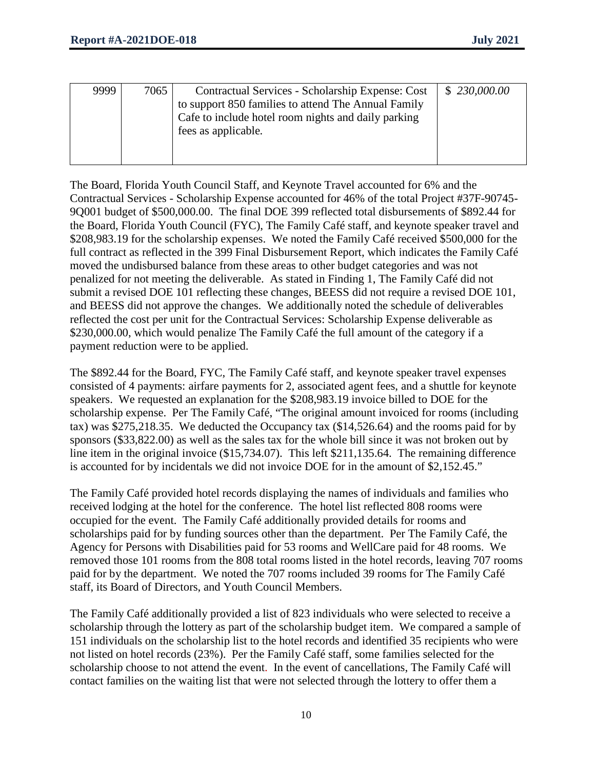| 9999 | 7065 | Contractual Services - Scholarship Expense: Cost to support 850 families to attend The Annual Family Cafe to include hotel room nights and daily parking fees as applicable. | $ *230,000.00* |
|---|---|---|---|

The Board, Florida Youth Council Staff, and Keynote Travel accounted for 6% and the Contractual Services - Scholarship Expense accounted for 46% of the total Project #37F-90745-9Q001 budget of $500,000.00. The final DOE 399 reflected total disbursements of $892.44 for the Board, Florida Youth Council (FYC), The Family Café staff, and keynote speaker travel and $208,983.19 for the scholarship expenses. We noted the Family Café received $500,000 for the full contract as reflected in the 399 Final Disbursement Report, which indicates the Family Café moved the undisbursed balance from these areas to other budget categories and was not penalized for not meeting the deliverable. As stated in Finding 1, The Family Café did not submit a revised DOE 101 reflecting these changes, BEESS did not require a revised DOE 101, and BEESS did not approve the changes. We additionally noted the schedule of deliverables reflected the cost per unit for the Contractual Services: Scholarship Expense deliverable as $230,000.00, which would penalize The Family Café the full amount of the category if a payment reduction were to be applied.

The $892.44 for the Board, FYC, The Family Café staff, and keynote speaker travel expenses consisted of 4 payments: airfare payments for 2, associated agent fees, and a shuttle for keynote speakers. We requested an explanation for the $208,983.19 invoice billed to DOE for the scholarship expense. Per The Family Café, "The original amount invoiced for rooms (including tax) was $275,218.35. We deducted the Occupancy tax ($14,526.64) and the rooms paid for by sponsors ($33,822.00) as well as the sales tax for the whole bill since it was not broken out by line item in the original invoice ($15,734.07). This left $211,135.64. The remaining difference is accounted for by incidentals we did not invoice DOE for in the amount of $2,152.45."

The Family Café provided hotel records displaying the names of individuals and families who received lodging at the hotel for the conference. The hotel list reflected 808 rooms were occupied for the event. The Family Café additionally provided details for rooms and scholarships paid for by funding sources other than the department. Per The Family Café, the Agency for Persons with Disabilities paid for 53 rooms and WellCare paid for 48 rooms. We removed those 101 rooms from the 808 total rooms listed in the hotel records, leaving 707 rooms paid for by the department. We noted the 707 rooms included 39 rooms for The Family Café staff, its Board of Directors, and Youth Council Members.

The Family Café additionally provided a list of 823 individuals who were selected to receive a scholarship through the lottery as part of the scholarship budget item. We compared a sample of 151 individuals on the scholarship list to the hotel records and identified 35 recipients who were not listed on hotel records (23%). Per the Family Café staff, some families selected for the scholarship choose to not attend the event. In the event of cancellations, The Family Café will contact families on the waiting list that were not selected through the lottery to offer them a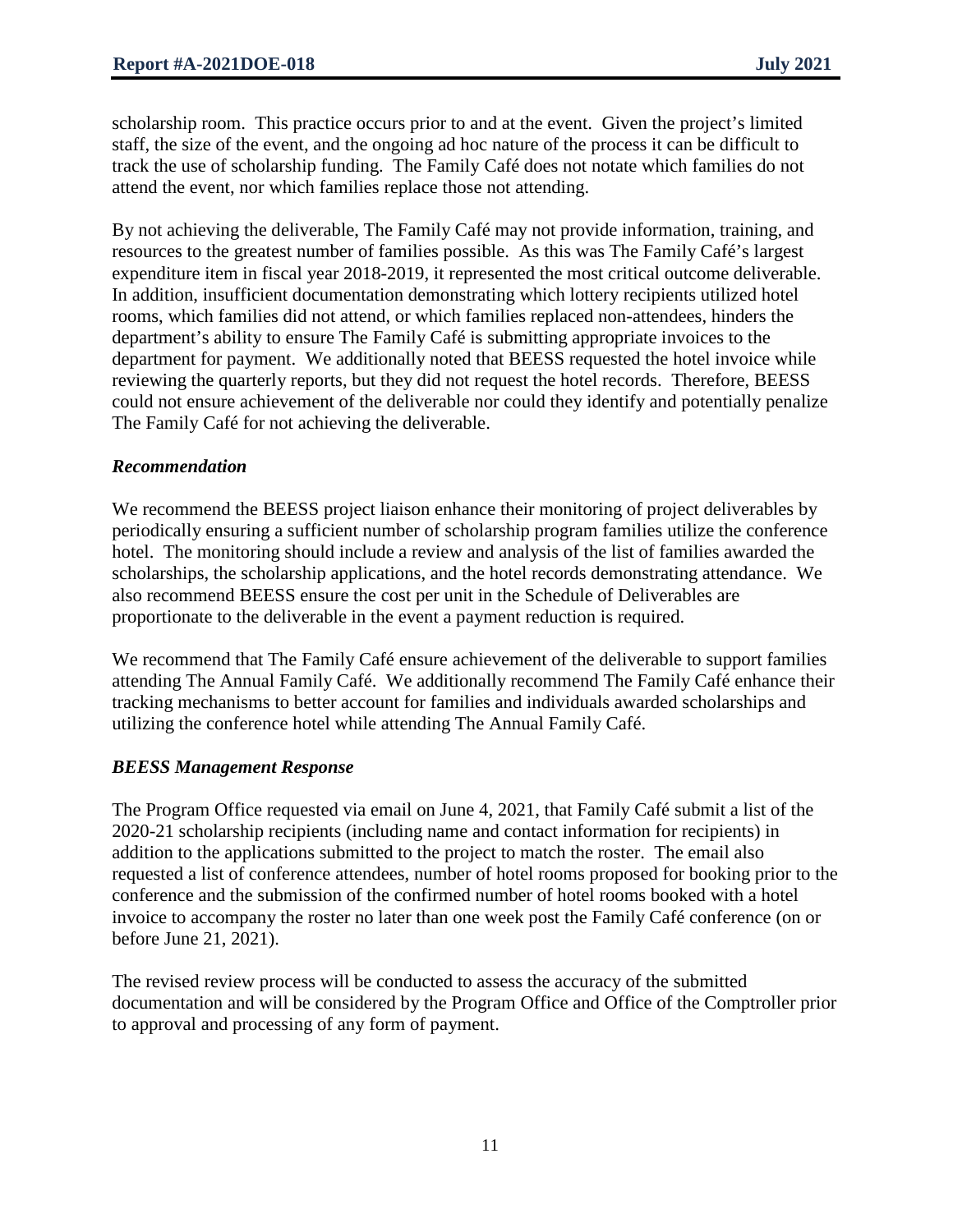scholarship room. This practice occurs prior to and at the event. Given the project's limited staff, the size of the event, and the ongoing ad hoc nature of the process it can be difficult to track the use of scholarship funding. The Family Café does not notate which families do not attend the event, nor which families replace those not attending.

By not achieving the deliverable, The Family Café may not provide information, training, and resources to the greatest number of families possible. As this was The Family Café's largest expenditure item in fiscal year 2018-2019, it represented the most critical outcome deliverable. In addition, insufficient documentation demonstrating which lottery recipients utilized hotel rooms, which families did not attend, or which families replaced non-attendees, hinders the department's ability to ensure The Family Café is submitting appropriate invoices to the department for payment. We additionally noted that BEESS requested the hotel invoice while reviewing the quarterly reports, but they did not request the hotel records. Therefore, BEESS could not ensure achievement of the deliverable nor could they identify and potentially penalize The Family Café for not achieving the deliverable.

### *Recommendation*

We recommend the BEESS project liaison enhance their monitoring of project deliverables by periodically ensuring a sufficient number of scholarship program families utilize the conference hotel. The monitoring should include a review and analysis of the list of families awarded the scholarships, the scholarship applications, and the hotel records demonstrating attendance. We also recommend BEESS ensure the cost per unit in the Schedule of Deliverables are proportionate to the deliverable in the event a payment reduction is required.

We recommend that The Family Café ensure achievement of the deliverable to support families attending The Annual Family Café. We additionally recommend The Family Café enhance their tracking mechanisms to better account for families and individuals awarded scholarships and utilizing the conference hotel while attending The Annual Family Café.

### *BEESS Management Response*

The Program Office requested via email on June 4, 2021, that Family Café submit a list of the 2020-21 scholarship recipients (including name and contact information for recipients) in addition to the applications submitted to the project to match the roster. The email also requested a list of conference attendees, number of hotel rooms proposed for booking prior to the conference and the submission of the confirmed number of hotel rooms booked with a hotel invoice to accompany the roster no later than one week post the Family Café conference (on or before June 21, 2021).

The revised review process will be conducted to assess the accuracy of the submitted documentation and will be considered by the Program Office and Office of the Comptroller prior to approval and processing of any form of payment.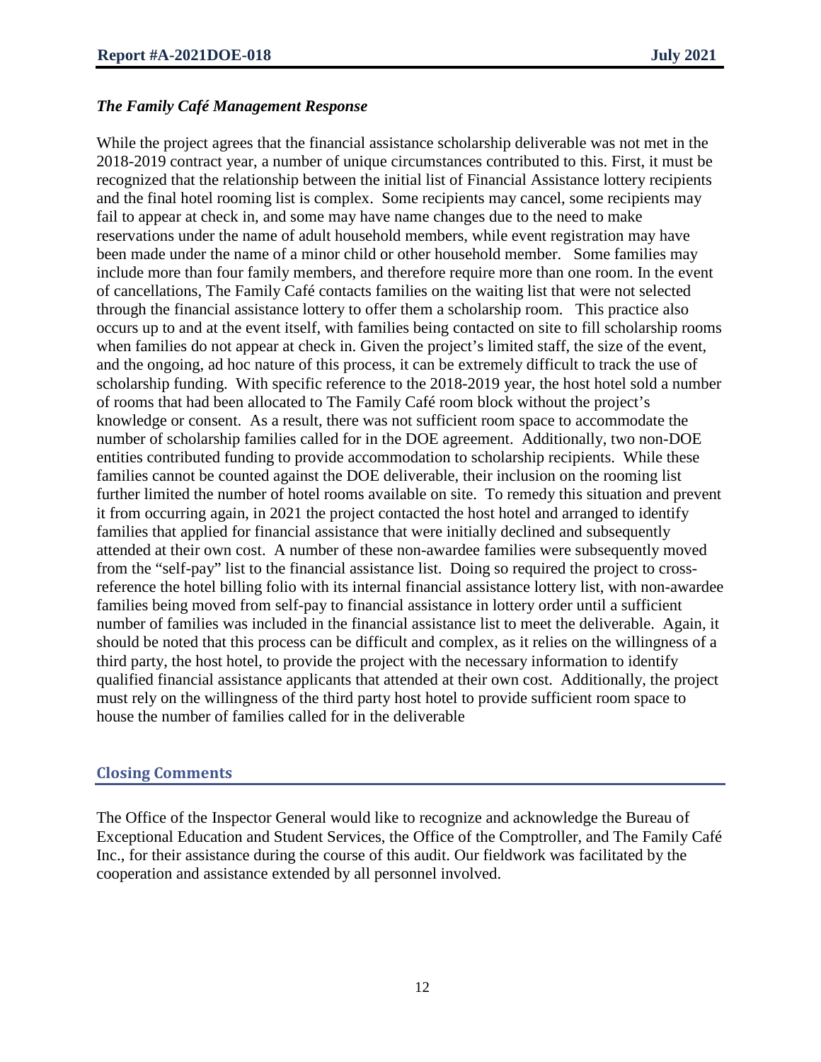### *The Family Café Management Response*

While the project agrees that the financial assistance scholarship deliverable was not met in the 2018-2019 contract year, a number of unique circumstances contributed to this. First, it must be recognized that the relationship between the initial list of Financial Assistance lottery recipients and the final hotel rooming list is complex. Some recipients may cancel, some recipients may fail to appear at check in, and some may have name changes due to the need to make reservations under the name of adult household members, while event registration may have been made under the name of a minor child or other household member. Some families may include more than four family members, and therefore require more than one room. In the event of cancellations, The Family Café contacts families on the waiting list that were not selected through the financial assistance lottery to offer them a scholarship room. This practice also occurs up to and at the event itself, with families being contacted on site to fill scholarship rooms when families do not appear at check in. Given the project's limited staff, the size of the event, and the ongoing, ad hoc nature of this process, it can be extremely difficult to track the use of scholarship funding. With specific reference to the 2018-2019 year, the host hotel sold a number of rooms that had been allocated to The Family Café room block without the project's knowledge or consent. As a result, there was not sufficient room space to accommodate the number of scholarship families called for in the DOE agreement. Additionally, two non-DOE entities contributed funding to provide accommodation to scholarship recipients. While these families cannot be counted against the DOE deliverable, their inclusion on the rooming list further limited the number of hotel rooms available on site. To remedy this situation and prevent it from occurring again, in 2021 the project contacted the host hotel and arranged to identify families that applied for financial assistance that were initially declined and subsequently attended at their own cost. A number of these non-awardee families were subsequently moved from the "self-pay" list to the financial assistance list. Doing so required the project to cross-reference the hotel billing folio with its internal financial assistance lottery list, with non-awardee families being moved from self-pay to financial assistance in lottery order until a sufficient number of families was included in the financial assistance list to meet the deliverable. Again, it should be noted that this process can be difficult and complex, as it relies on the willingness of a third party, the host hotel, to provide the project with the necessary information to identify qualified financial assistance applicants that attended at their own cost. Additionally, the project must rely on the willingness of the third party host hotel to provide sufficient room space to house the number of families called for in the deliverable

## Closing Comments

The Office of the Inspector General would like to recognize and acknowledge the Bureau of Exceptional Education and Student Services, the Office of the Comptroller, and The Family Café Inc., for their assistance during the course of this audit. Our fieldwork was facilitated by the cooperation and assistance extended by all personnel involved.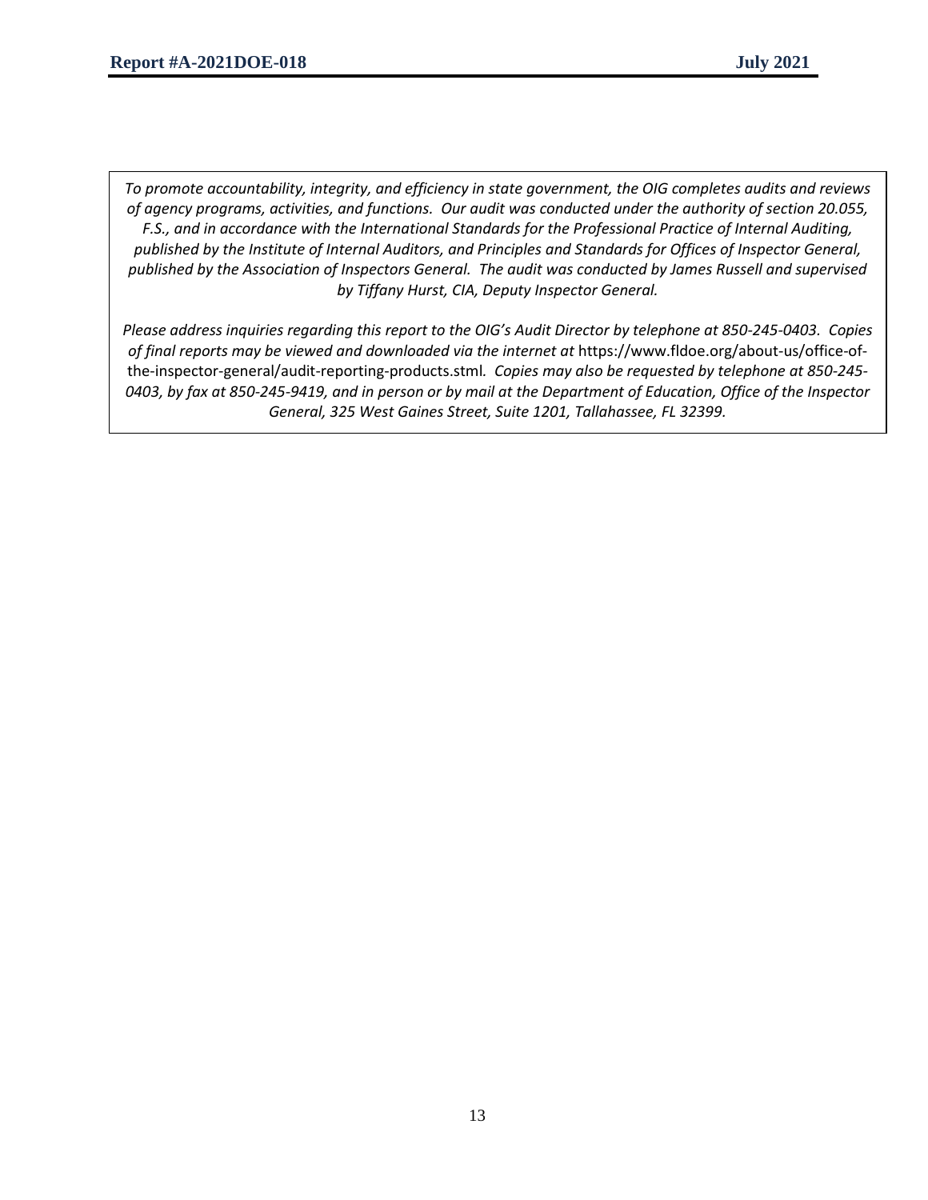*To promote accountability, integrity, and efficiency in state government, the OIG completes audits and reviews of agency programs, activities, and functions. Our audit was conducted under the authority of section 20.055, F.S., and in accordance with the International Standards for the Professional Practice of Internal Auditing, published by the Institute of Internal Auditors, and Principles and Standards for Offices of Inspector General, published by the Association of Inspectors General. The audit was conducted by James Russell and supervised by Tiffany Hurst, CIA, Deputy Inspector General.*

*Please address inquiries regarding this report to the OIG's Audit Director by telephone at 850-245-0403. Copies of final reports may be viewed and downloaded via the internet at* https://www.fldoe.org/about-us/office-of-the-inspector-general/audit-reporting-products.stml*. Copies may also be requested by telephone at 850-245-0403, by fax at 850-245-9419, and in person or by mail at the Department of Education, Office of the Inspector General, 325 West Gaines Street, Suite 1201, Tallahassee, FL 32399.*